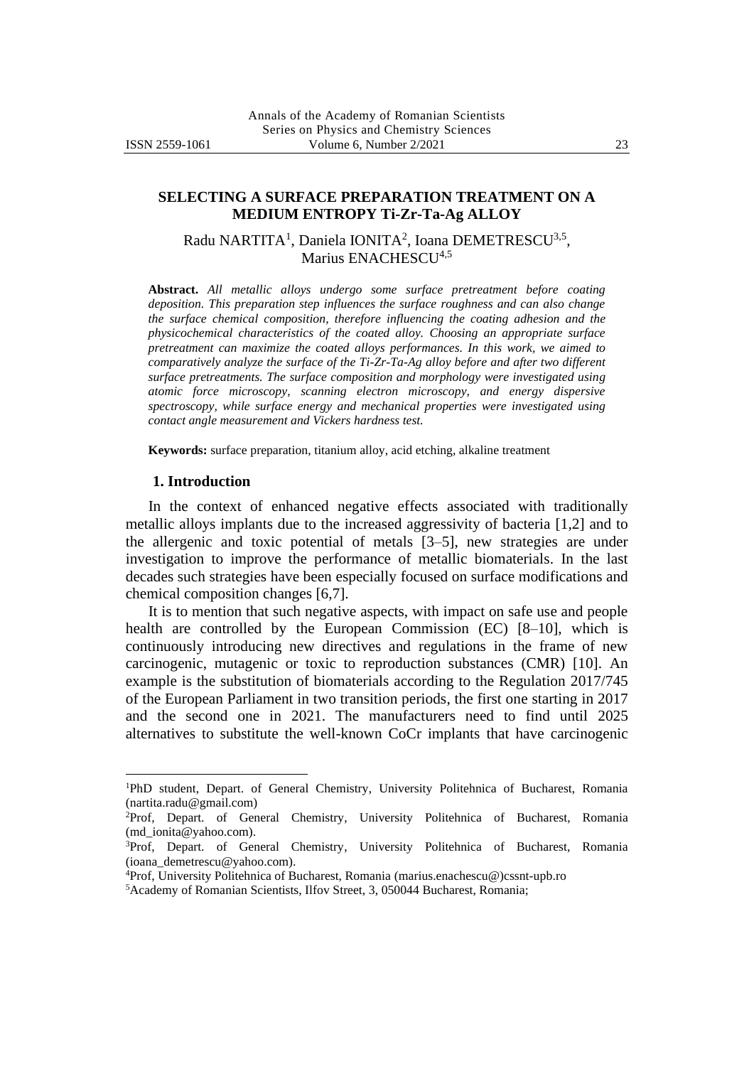# SELECTING A SURFACE PREPARATION TREATMENT ON A MEDIUM ENTROPY Ti-Zr-Ta-Ag ALLOY

Radu NARTITA[1], Daniela IONITA[2], Ioana DEMETRESCU[3,5], Marius ENACHESCU[4,5]

**Abstract.** *All metallic alloys undergo some surface pretreatment before coating deposition. This preparation step influences the surface roughness and can also change the surface chemical composition, therefore influencing the coating adhesion and the physicochemical characteristics of the coated alloy. Choosing an appropriate surface pretreatment can maximize the coated alloys performances. In this work, we aimed to comparatively analyze the surface of the Ti-Zr-Ta-Ag alloy before and after two different surface pretreatments. The surface composition and morphology were investigated using atomic force microscopy, scanning electron microscopy, and energy dispersive spectroscopy, while surface energy and mechanical properties were investigated using contact angle measurement and Vickers hardness test.*

**Keywords:** surface preparation, titanium alloy, acid etching, alkaline treatment

## 1. Introduction

In the context of enhanced negative effects associated with traditionally metallic alloys implants due to the increased aggressivity of bacteria [1,2] and to the allergenic and toxic potential of metals [3–5], new strategies are under investigation to improve the performance of metallic biomaterials. In the last decades such strategies have been especially focused on surface modifications and chemical composition changes [6,7].

It is to mention that such negative aspects, with impact on safe use and people health are controlled by the European Commission (EC) [8–10], which is continuously introducing new directives and regulations in the frame of new carcinogenic, mutagenic or toxic to reproduction substances (CMR) [10]. An example is the substitution of biomaterials according to the Regulation 2017/745 of the European Parliament in two transition periods, the first one starting in 2017 and the second one in 2021. The manufacturers need to find until 2025 alternatives to substitute the well-known CoCr implants that have carcinogenic

---

[1]PhD student, Depart. of General Chemistry, University Politehnica of Bucharest, Romania (nartita.radu@gmail.com)

[2]Prof, Depart. of General Chemistry, University Politehnica of Bucharest, Romania (md_ionita@yahoo.com).

[3]Prof, Depart. of General Chemistry, University Politehnica of Bucharest, Romania (ioana_demetrescu@yahoo.com).

[4]Prof, University Politehnica of Bucharest, Romania (marius.enachescu@)cssnt-upb.ro

[5]Academy of Romanian Scientists, Ilfov Street, 3, 050044 Bucharest, Romania;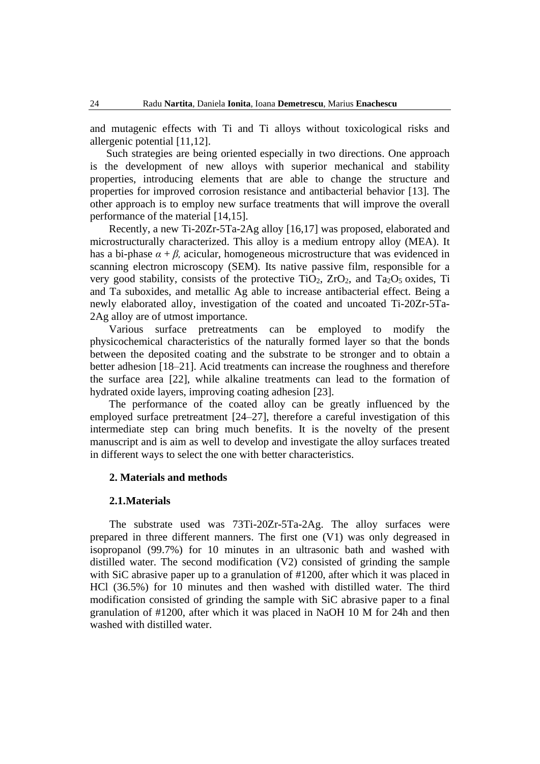and mutagenic effects with Ti and Ti alloys without toxicological risks and allergenic potential [11,12].

Such strategies are being oriented especially in two directions. One approach is the development of new alloys with superior mechanical and stability properties, introducing elements that are able to change the structure and properties for improved corrosion resistance and antibacterial behavior [13]. The other approach is to employ new surface treatments that will improve the overall performance of the material [14,15].

Recently, a new Ti-20Zr-5Ta-2Ag alloy [16,17] was proposed, elaborated and microstructurally characterized. This alloy is a medium entropy alloy (MEA). It has a bi-phase $\alpha + \beta$, acicular, homogeneous microstructure that was evidenced in scanning electron microscopy (SEM). Its native passive film, responsible for a very good stability, consists of the protective $TiO_2$, $ZrO_2$, and $Ta_2O_5$ oxides, Ti and Ta suboxides, and metallic Ag able to increase antibacterial effect. Being a newly elaborated alloy, investigation of the coated and uncoated Ti-20Zr-5Ta-2Ag alloy are of utmost importance.

Various surface pretreatments can be employed to modify the physicochemical characteristics of the naturally formed layer so that the bonds between the deposited coating and the substrate to be stronger and to obtain a better adhesion [18–21]. Acid treatments can increase the roughness and therefore the surface area [22], while alkaline treatments can lead to the formation of hydrated oxide layers, improving coating adhesion [23].

The performance of the coated alloy can be greatly influenced by the employed surface pretreatment [24–27], therefore a careful investigation of this intermediate step can bring much benefits. It is the novelty of the present manuscript and is aim as well to develop and investigate the alloy surfaces treated in different ways to select the one with better characteristics.

## 2. Materials and methods

### 2.1.Materials

The substrate used was 73Ti-20Zr-5Ta-2Ag. The alloy surfaces were prepared in three different manners. The first one (V1) was only degreased in isopropanol (99.7%) for 10 minutes in an ultrasonic bath and washed with distilled water. The second modification (V2) consisted of grinding the sample with SiC abrasive paper up to a granulation of #1200, after which it was placed in HCl (36.5%) for 10 minutes and then washed with distilled water. The third modification consisted of grinding the sample with SiC abrasive paper to a final granulation of #1200, after which it was placed in NaOH 10 M for 24h and then washed with distilled water.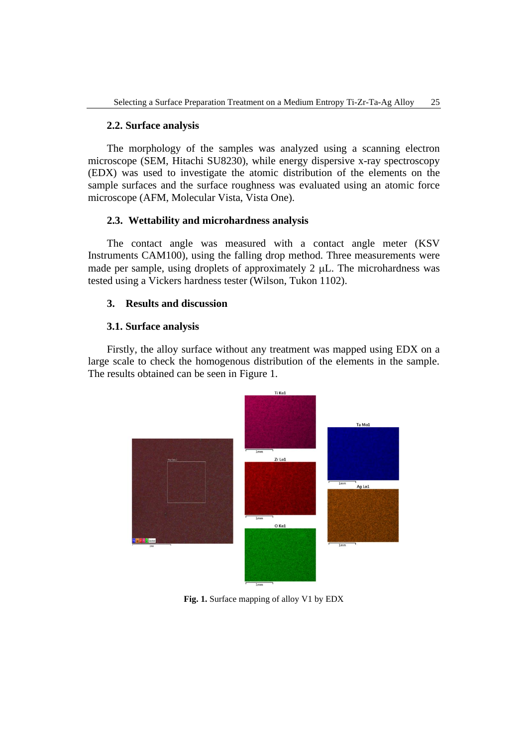### 2.2. Surface analysis

The morphology of the samples was analyzed using a scanning electron microscope (SEM, Hitachi SU8230), while energy dispersive x-ray spectroscopy (EDX) was used to investigate the atomic distribution of the elements on the sample surfaces and the surface roughness was evaluated using an atomic force microscope (AFM, Molecular Vista, Vista One).

### 2.3. Wettability and microhardness analysis

The contact angle was measured with a contact angle meter (KSV Instruments CAM100), using the falling drop method. Three measurements were made per sample, using droplets of approximately 2 μL. The microhardness was tested using a Vickers hardness tester (Wilson, Tukon 1102).

## 3. Results and discussion

### 3.1. Surface analysis

Firstly, the alloy surface without any treatment was mapped using EDX on a large scale to check the homogenous distribution of the elements in the sample. The results obtained can be seen in Figure 1.

**Fig. 1.** Surface mapping of alloy V1 by EDX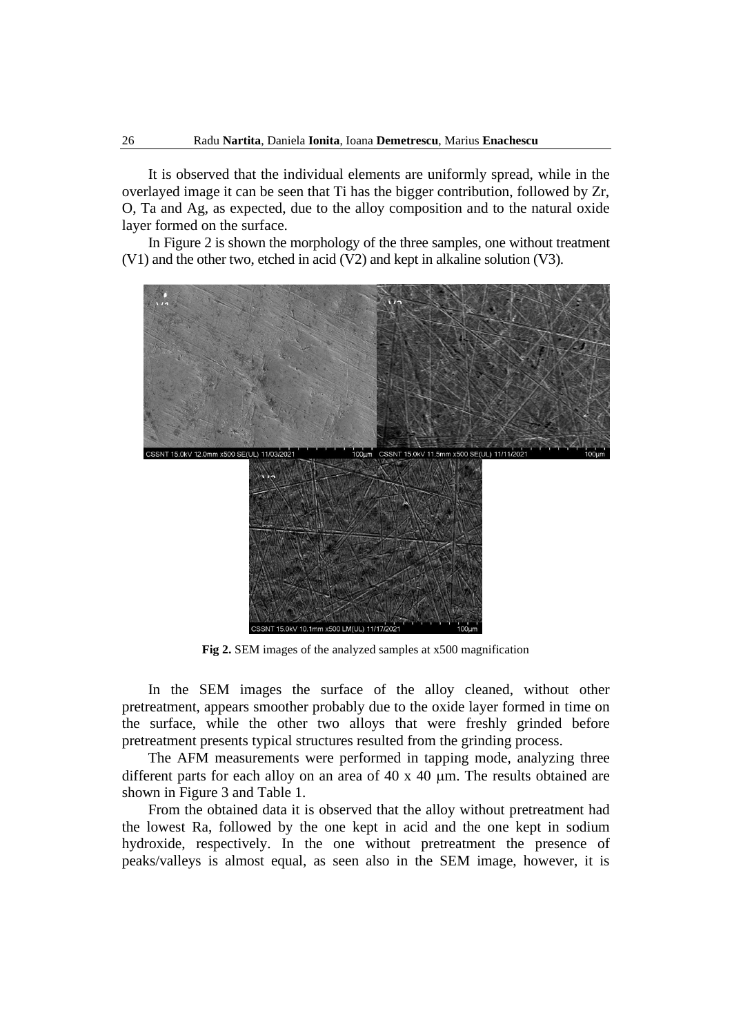It is observed that the individual elements are uniformly spread, while in the overlayed image it can be seen that Ti has the bigger contribution, followed by Zr, O, Ta and Ag, as expected, due to the alloy composition and to the natural oxide layer formed on the surface.

In Figure 2 is shown the morphology of the three samples, one without treatment (V1) and the other two, etched in acid (V2) and kept in alkaline solution (V3).

**Fig 2.** SEM images of the analyzed samples at x500 magnification

In the SEM images the surface of the alloy cleaned, without other pretreatment, appears smoother probably due to the oxide layer formed in time on the surface, while the other two alloys that were freshly grinded before pretreatment presents typical structures resulted from the grinding process.

The AFM measurements were performed in tapping mode, analyzing three different parts for each alloy on an area of 40 x 40 μm. The results obtained are shown in Figure 3 and Table 1.

From the obtained data it is observed that the alloy without pretreatment had the lowest Ra, followed by the one kept in acid and the one kept in sodium hydroxide, respectively. In the one without pretreatment the presence of peaks/valleys is almost equal, as seen also in the SEM image, however, it is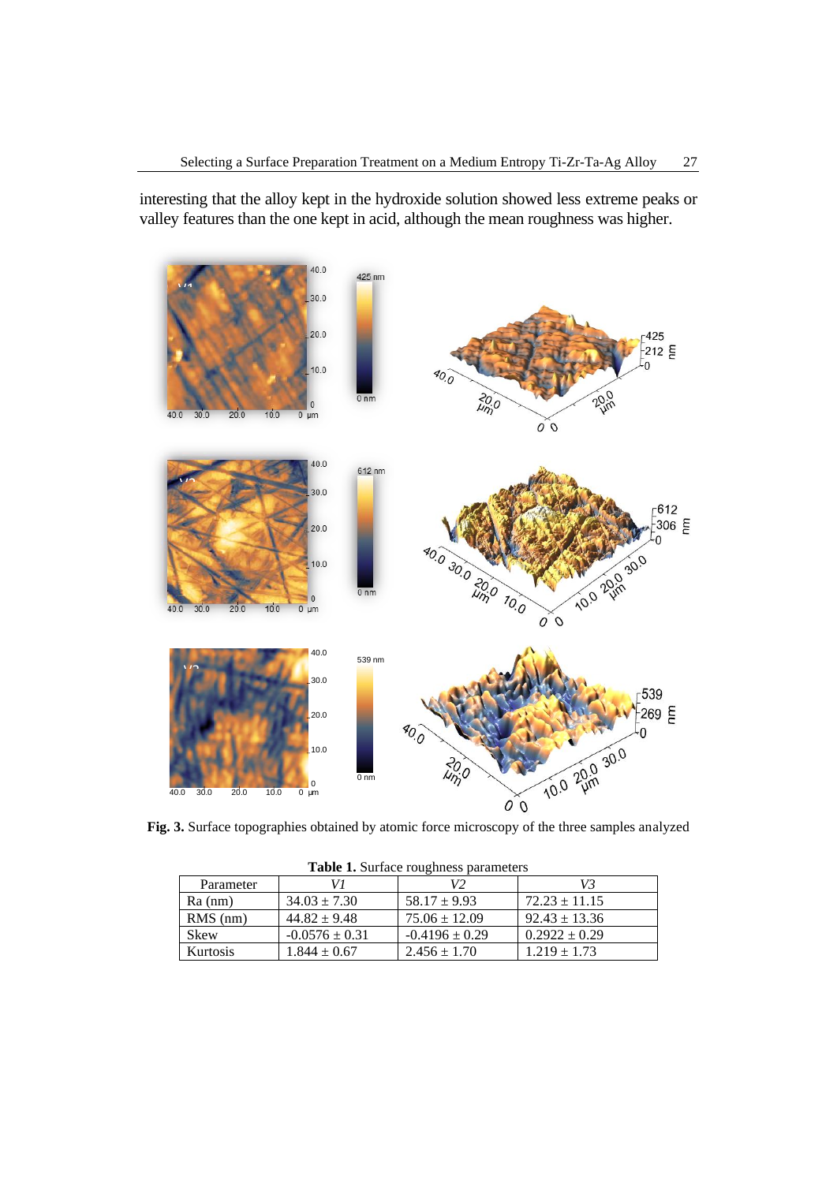interesting that the alloy kept in the hydroxide solution showed less extreme peaks or valley features than the one kept in acid, although the mean roughness was higher.

**Fig. 3.** Surface topographies obtained by atomic force microscopy of the three samples analyzed

**Table 1.** Surface roughness parameters

| Parameter | *V1* | *V2* | *V3* |
|---|---|---|---|
| Ra (nm) | 34.03 ± 7.30 | 58.17 ± 9.93 | 72.23 ± 11.15 |
| RMS (nm) | 44.82 ± 9.48 | 75.06 ± 12.09 | 92.43 ± 13.36 |
| Skew | -0.0576 ± 0.31 | -0.4196 ± 0.29 | 0.2922 ± 0.29 |
| Kurtosis | 1.844 ± 0.67 | 2.456 ± 1.70 | 1.219 ± 1.73 |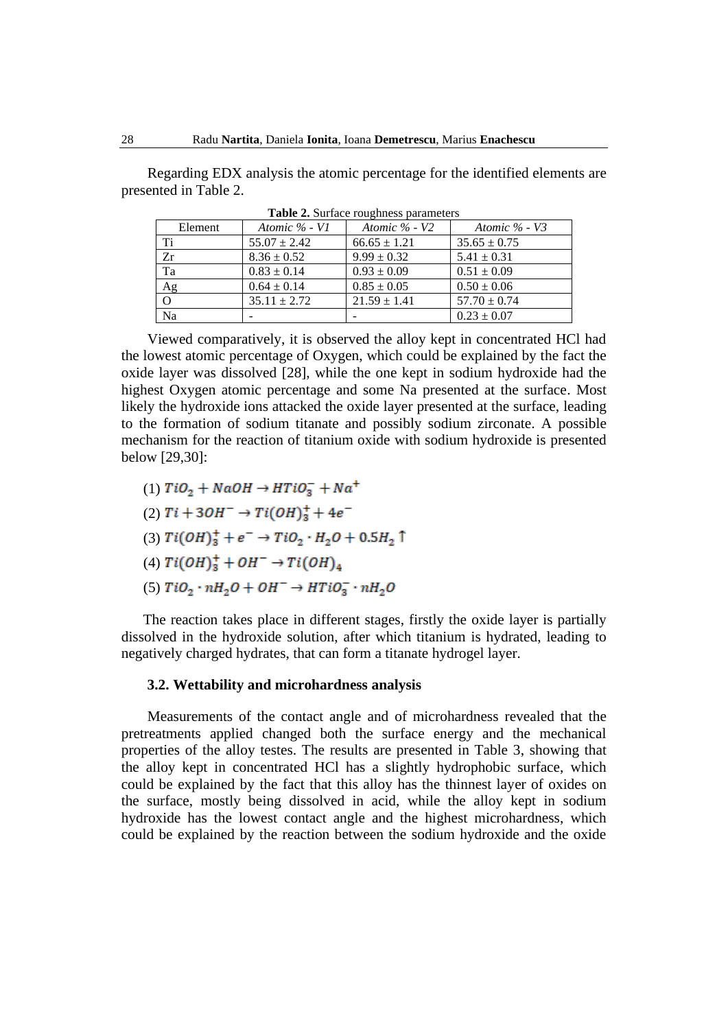Regarding EDX analysis the atomic percentage for the identified elements are presented in Table 2.

**Table 2.** Surface roughness parameters

| Element | *Atomic % - V1* | *Atomic % - V2* | *Atomic % - V3* |
|---|---|---|---|
| Ti | 55.07 ± 2.42 | 66.65 ± 1.21 | 35.65 ± 0.75 |
| Zr | 8.36 ± 0.52 | 9.99 ± 0.32 | 5.41 ± 0.31 |
| Ta | 0.83 ± 0.14 | 0.93 ± 0.09 | 0.51 ± 0.09 |
| Ag | 0.64 ± 0.14 | 0.85 ± 0.05 | 0.50 ± 0.06 |
| O | 35.11 ± 2.72 | 21.59 ± 1.41 | 57.70 ± 0.74 |
| Na | - | - | 0.23 ± 0.07 |

Viewed comparatively, it is observed the alloy kept in concentrated HCl had the lowest atomic percentage of Oxygen, which could be explained by the fact the oxide layer was dissolved [28], while the one kept in sodium hydroxide had the highest Oxygen atomic percentage and some Na presented at the surface. Most likely the hydroxide ions attacked the oxide layer presented at the surface, leading to the formation of sodium titanate and possibly sodium zirconate. A possible mechanism for the reaction of titanium oxide with sodium hydroxide is presented below [29,30]:

(1) $TiO_2 + NaOH \rightarrow HTiO_3^- + Na^+$

(2) $Ti + 3OH^- \rightarrow Ti(OH)_3^+ + 4e^-$

(3) $Ti(OH)_3^+ + e^- \rightarrow TiO_2 \cdot H_2O + 0.5H_2 \uparrow$

(4) $Ti(OH)_3^+ + OH^- \rightarrow Ti(OH)_4$

(5) $TiO_2 \cdot nH_2O + OH^- \rightarrow HTiO_3^- \cdot nH_2O$

The reaction takes place in different stages, firstly the oxide layer is partially dissolved in the hydroxide solution, after which titanium is hydrated, leading to negatively charged hydrates, that can form a titanate hydrogel layer.

### 3.2. Wettability and microhardness analysis

Measurements of the contact angle and of microhardness revealed that the pretreatments applied changed both the surface energy and the mechanical properties of the alloy testes. The results are presented in Table 3, showing that the alloy kept in concentrated HCl has a slightly hydrophobic surface, which could be explained by the fact that this alloy has the thinnest layer of oxides on the surface, mostly being dissolved in acid, while the alloy kept in sodium hydroxide has the lowest contact angle and the highest microhardness, which could be explained by the reaction between the sodium hydroxide and the oxide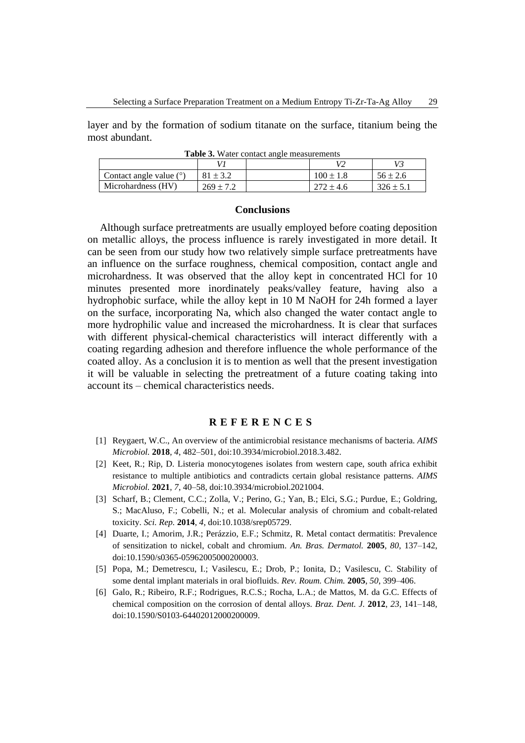layer and by the formation of sodium titanate on the surface, titanium being the most abundant.

**Table 3.** Water contact angle measurements

| | *V1* | | *V2* | *V3* |
|---|---|---|---|---|
| Contact angle value (°) | 81 ± 3.2 | | 100 ± 1.8 | 56 ± 2.6 |
| Microhardness (HV) | 269 ± 7.2 | | 272 ± 4.6 | 326 ± 5.1 |

## Conclusions

Although surface pretreatments are usually employed before coating deposition on metallic alloys, the process influence is rarely investigated in more detail. It can be seen from our study how two relatively simple surface pretreatments have an influence on the surface roughness, chemical composition, contact angle and microhardness. It was observed that the alloy kept in concentrated HCl for 10 minutes presented more inordinately peaks/valley feature, having also a hydrophobic surface, while the alloy kept in 10 M NaOH for 24h formed a layer on the surface, incorporating Na, which also changed the water contact angle to more hydrophilic value and increased the microhardness. It is clear that surfaces with different physical-chemical characteristics will interact differently with a coating regarding adhesion and therefore influence the whole performance of the coated alloy. As a conclusion it is to mention as well that the present investigation it will be valuable in selecting the pretreatment of a future coating taking into account its – chemical characteristics needs.

## R E F E R E N C E S

[1] Reygaert, W.C., An overview of the antimicrobial resistance mechanisms of bacteria. *AIMS Microbiol.* **2018**, *4*, 482–501, doi:10.3934/microbiol.2018.3.482.

[2] Keet, R.; Rip, D. Listeria monocytogenes isolates from western cape, south africa exhibit resistance to multiple antibiotics and contradicts certain global resistance patterns. *AIMS Microbiol.* **2021**, *7*, 40–58, doi:10.3934/microbiol.2021004.

[3] Scharf, B.; Clement, C.C.; Zolla, V.; Perino, G.; Yan, B.; Elci, S.G.; Purdue, E.; Goldring, S.; MacAluso, F.; Cobelli, N.; et al. Molecular analysis of chromium and cobalt-related toxicity. *Sci. Rep.* **2014**, *4*, doi:10.1038/srep05729.

[4] Duarte, I.; Amorim, J.R.; Perázzio, E.F.; Schmitz, R. Metal contact dermatitis: Prevalence of sensitization to nickel, cobalt and chromium. *An. Bras. Dermatol.* **2005**, *80*, 137–142, doi:10.1590/s0365-05962005000200003.

[5] Popa, M.; Demetrescu, I.; Vasilescu, E.; Drob, P.; Ionita, D.; Vasilescu, C. Stability of some dental implant materials in oral biofluids. *Rev. Roum. Chim.* **2005**, *50*, 399–406.

[6] Galo, R.; Ribeiro, R.F.; Rodrigues, R.C.S.; Rocha, L.A.; de Mattos, M. da G.C. Effects of chemical composition on the corrosion of dental alloys. *Braz. Dent. J.* **2012**, *23*, 141–148, doi:10.1590/S0103-64402012000200009.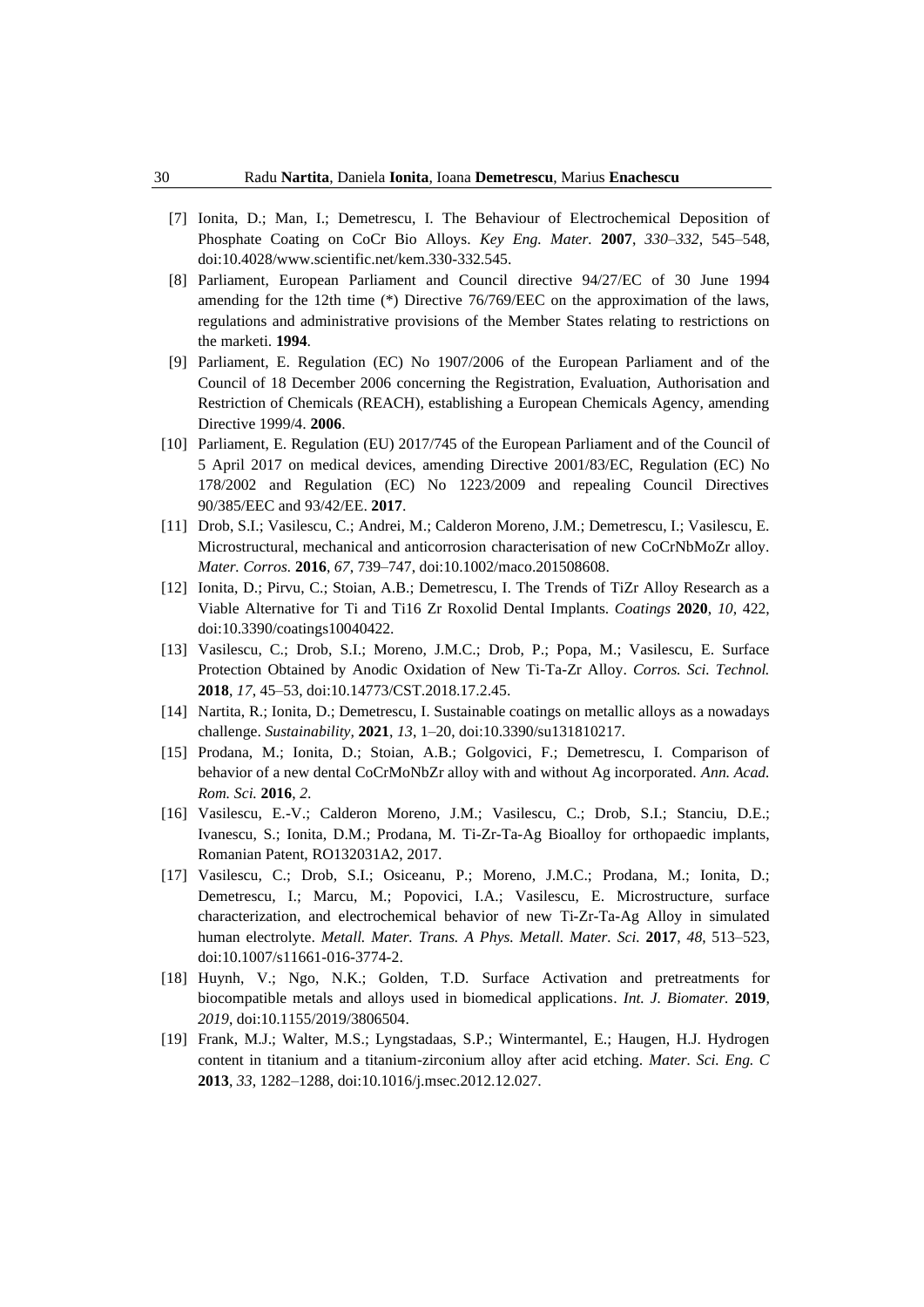[7] Ionita, D.; Man, I.; Demetrescu, I. The Behaviour of Electrochemical Deposition of Phosphate Coating on CoCr Bio Alloys. *Key Eng. Mater.* **2007**, *330–332*, 545–548, doi:10.4028/www.scientific.net/kem.330-332.545.

[8] Parliament, European Parliament and Council directive 94/27/EC of 30 June 1994 amending for the 12th time (*) Directive 76/769/EEC on the approximation of the laws, regulations and administrative provisions of the Member States relating to restrictions on the marketi. **1994**.

[9] Parliament, E. Regulation (EC) No 1907/2006 of the European Parliament and of the Council of 18 December 2006 concerning the Registration, Evaluation, Authorisation and Restriction of Chemicals (REACH), establishing a European Chemicals Agency, amending Directive 1999/4. **2006**.

[10] Parliament, E. Regulation (EU) 2017/745 of the European Parliament and of the Council of 5 April 2017 on medical devices, amending Directive 2001/83/EC, Regulation (EC) No 178/2002 and Regulation (EC) No 1223/2009 and repealing Council Directives 90/385/EEC and 93/42/EE. **2017**.

[11] Drob, S.I.; Vasilescu, C.; Andrei, M.; Calderon Moreno, J.M.; Demetrescu, I.; Vasilescu, E. Microstructural, mechanical and anticorrosion characterisation of new CoCrNbMoZr alloy. *Mater. Corros.* **2016**, *67*, 739–747, doi:10.1002/maco.201508608.

[12] Ionita, D.; Pirvu, C.; Stoian, A.B.; Demetrescu, I. The Trends of TiZr Alloy Research as a Viable Alternative for Ti and Ti16 Zr Roxolid Dental Implants. *Coatings* **2020**, *10*, 422, doi:10.3390/coatings10040422.

[13] Vasilescu, C.; Drob, S.I.; Moreno, J.M.C.; Drob, P.; Popa, M.; Vasilescu, E. Surface Protection Obtained by Anodic Oxidation of New Ti-Ta-Zr Alloy. *Corros. Sci. Technol.* **2018**, *17*, 45–53, doi:10.14773/CST.2018.17.2.45.

[14] Nartita, R.; Ionita, D.; Demetrescu, I. Sustainable coatings on metallic alloys as a nowadays challenge. *Sustainability,* **2021**, *13*, 1–20, doi:10.3390/su131810217.

[15] Prodana, M.; Ionita, D.; Stoian, A.B.; Golgovici, F.; Demetrescu, I. Comparison of behavior of a new dental CoCrMoNbZr alloy with and without Ag incorporated. *Ann. Acad. Rom. Sci.* **2016**, *2*.

[16] Vasilescu, E.-V.; Calderon Moreno, J.M.; Vasilescu, C.; Drob, S.I.; Stanciu, D.E.; Ivanescu, S.; Ionita, D.M.; Prodana, M. Ti-Zr-Ta-Ag Bioalloy for orthopaedic implants, Romanian Patent, RO132031A2, 2017.

[17] Vasilescu, C.; Drob, S.I.; Osiceanu, P.; Moreno, J.M.C.; Prodana, M.; Ionita, D.; Demetrescu, I.; Marcu, M.; Popovici, I.A.; Vasilescu, E. Microstructure, surface characterization, and electrochemical behavior of new Ti-Zr-Ta-Ag Alloy in simulated human electrolyte. *Metall. Mater. Trans. A Phys. Metall. Mater. Sci.* **2017**, *48*, 513–523, doi:10.1007/s11661-016-3774-2.

[18] Huynh, V.; Ngo, N.K.; Golden, T.D. Surface Activation and pretreatments for biocompatible metals and alloys used in biomedical applications. *Int. J. Biomater.* **2019**, *2019*, doi:10.1155/2019/3806504.

[19] Frank, M.J.; Walter, M.S.; Lyngstadaas, S.P.; Wintermantel, E.; Haugen, H.J. Hydrogen content in titanium and a titanium-zirconium alloy after acid etching. *Mater. Sci. Eng. C* **2013**, *33*, 1282–1288, doi:10.1016/j.msec.2012.12.027.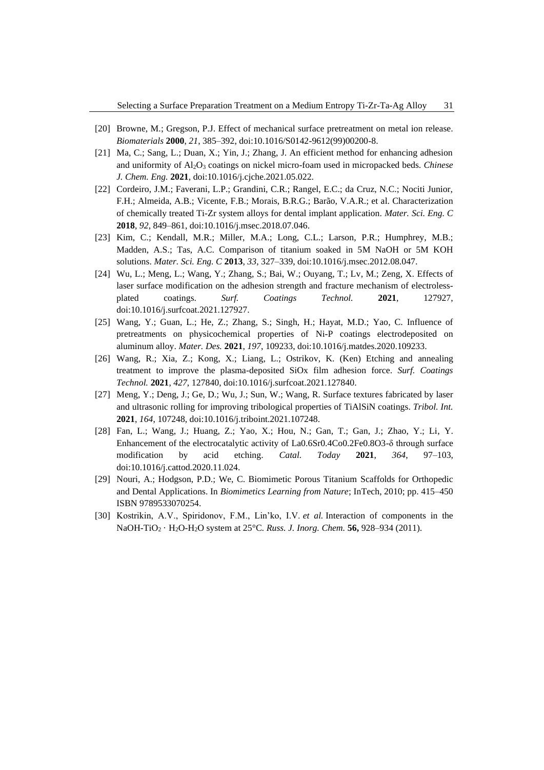[20] Browne, M.; Gregson, P.J. Effect of mechanical surface pretreatment on metal ion release. *Biomaterials* **2000**, *21*, 385–392, doi:10.1016/S0142-9612(99)00200-8.

[21] Ma, C.; Sang, L.; Duan, X.; Yin, J.; Zhang, J. An efficient method for enhancing adhesion and uniformity of $Al_2O_3$ coatings on nickel micro-foam used in micropacked beds. *Chinese J. Chem. Eng.* **2021**, doi:10.1016/j.cjche.2021.05.022.

[22] Cordeiro, J.M.; Faverani, L.P.; Grandini, C.R.; Rangel, E.C.; da Cruz, N.C.; Nociti Junior, F.H.; Almeida, A.B.; Vicente, F.B.; Morais, B.R.G.; Barão, V.A.R.; et al. Characterization of chemically treated Ti-Zr system alloys for dental implant application. *Mater. Sci. Eng. C* **2018**, *92*, 849–861, doi:10.1016/j.msec.2018.07.046.

[23] Kim, C.; Kendall, M.R.; Miller, M.A.; Long, C.L.; Larson, P.R.; Humphrey, M.B.; Madden, A.S.; Tas, A.C. Comparison of titanium soaked in 5M NaOH or 5M KOH solutions. *Mater. Sci. Eng. C* **2013**, *33*, 327–339, doi:10.1016/j.msec.2012.08.047.

[24] Wu, L.; Meng, L.; Wang, Y.; Zhang, S.; Bai, W.; Ouyang, T.; Lv, M.; Zeng, X. Effects of laser surface modification on the adhesion strength and fracture mechanism of electroless-plated coatings. *Surf. Coatings Technol.* **2021**, 127927, doi:10.1016/j.surfcoat.2021.127927.

[25] Wang, Y.; Guan, L.; He, Z.; Zhang, S.; Singh, H.; Hayat, M.D.; Yao, C. Influence of pretreatments on physicochemical properties of Ni-P coatings electrodeposited on aluminum alloy. *Mater. Des.* **2021**, *197*, 109233, doi:10.1016/j.matdes.2020.109233.

[26] Wang, R.; Xia, Z.; Kong, X.; Liang, L.; Ostrikov, K. (Ken) Etching and annealing treatment to improve the plasma-deposited SiOx film adhesion force. *Surf. Coatings Technol.* **2021**, *427*, 127840, doi:10.1016/j.surfcoat.2021.127840.

[27] Meng, Y.; Deng, J.; Ge, D.; Wu, J.; Sun, W.; Wang, R. Surface textures fabricated by laser and ultrasonic rolling for improving tribological properties of TiAlSiN coatings. *Tribol. Int.* **2021**, *164*, 107248, doi:10.1016/j.triboint.2021.107248.

[28] Fan, L.; Wang, J.; Huang, Z.; Yao, X.; Hou, N.; Gan, T.; Gan, J.; Zhao, Y.; Li, Y. Enhancement of the electrocatalytic activity of La0.6Sr0.4Co0.2Fe0.8O3-δ through surface modification by acid etching. *Catal. Today* **2021**, *364*, 97–103, doi:10.1016/j.cattod.2020.11.024.

[29] Nouri, A.; Hodgson, P.D.; We, C. Biomimetic Porous Titanium Scaffolds for Orthopedic and Dental Applications. In *Biomimetics Learning from Nature*; InTech, 2010; pp. 415–450 ISBN 9789533070254.

[30] Kostrikin, A.V., Spiridonov, F.M., Lin'ko, I.V. *et al.* Interaction of components in the NaOH-$TiO_2 \cdot H_2O$-$H_2O$ system at 25°C. *Russ. J. Inorg. Chem.* **56,** 928–934 (2011).